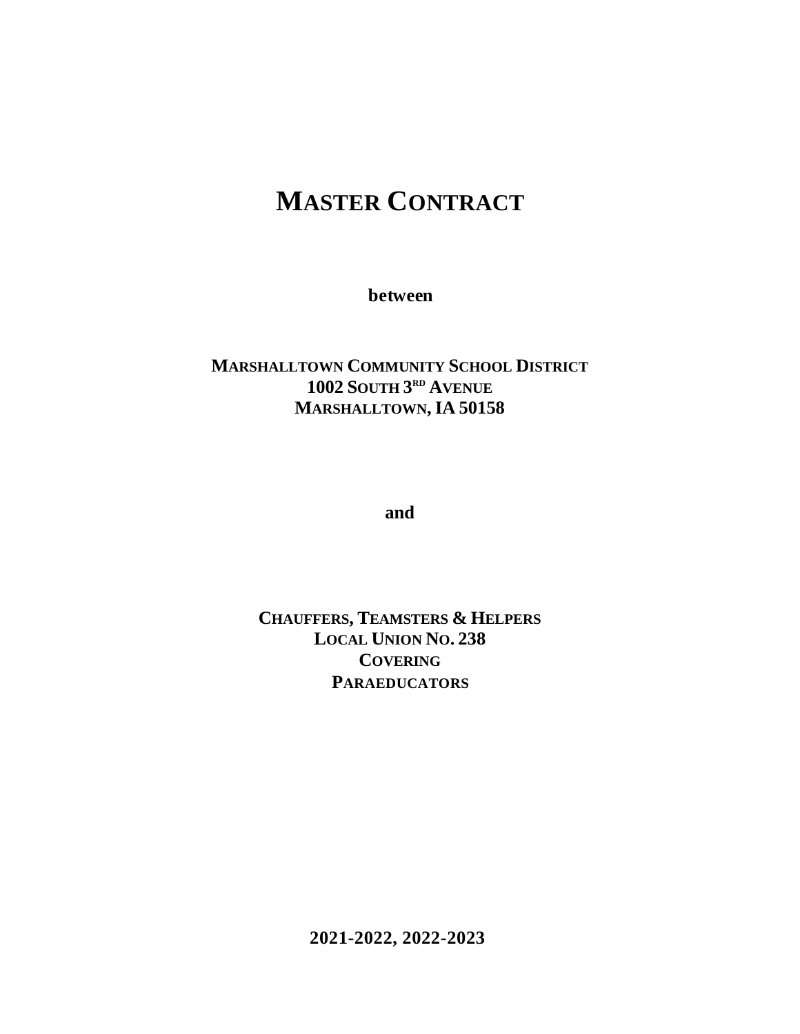# MASTER CONTRACT

**between**

**MARSHALLTOWN COMMUNITY SCHOOL DISTRICT**
**1002 SOUTH 3RD AVENUE**
**MARSHALLTOWN, IA 50158**

**and**

**CHAUFFERS, TEAMSTERS & HELPERS**
**LOCAL UNION NO. 238**
**COVERING**
**PARAEDUCATORS**

**2021-2022, 2022-2023**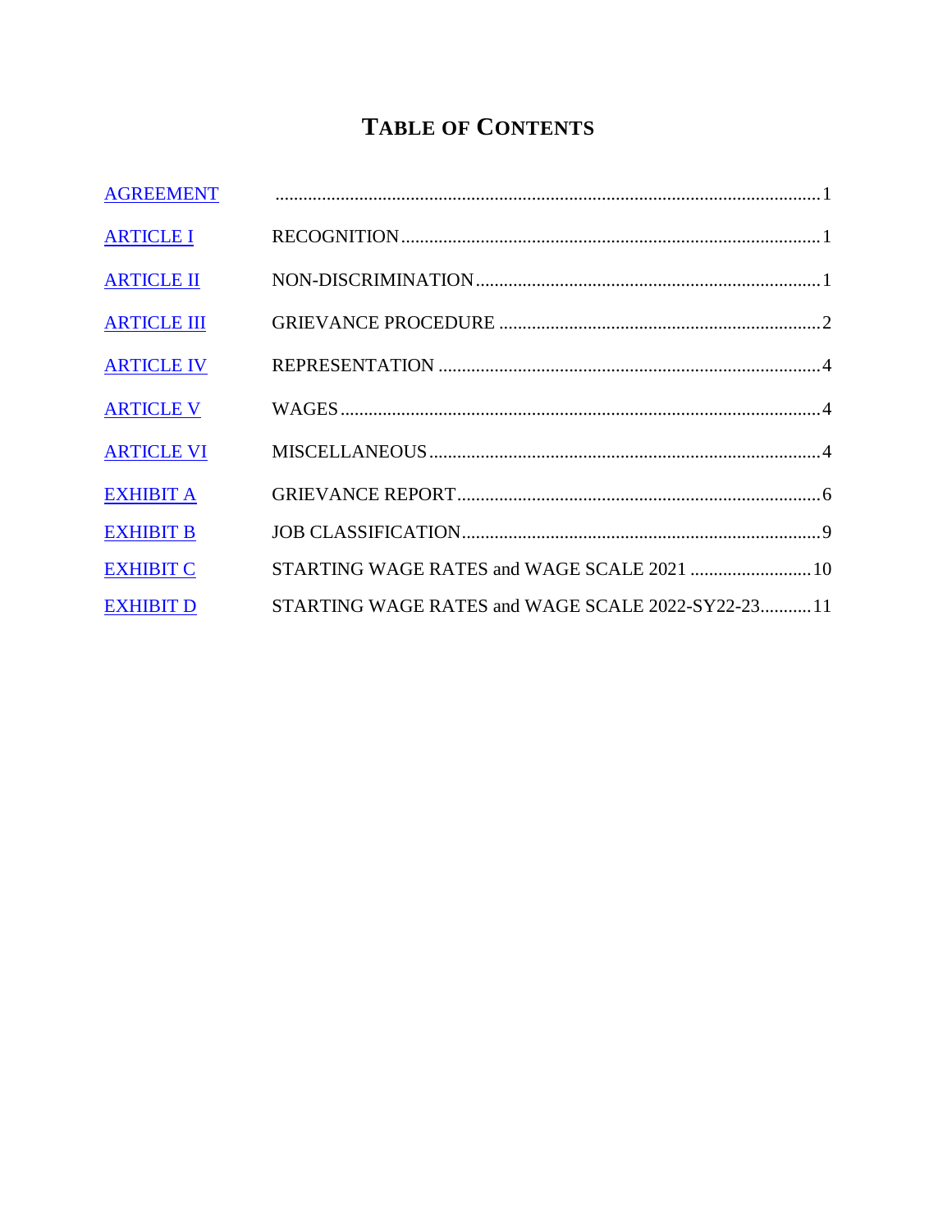# TABLE OF CONTENTS

| | | |
|---|---|---|
| AGREEMENT | | 1 |
| ARTICLE I | RECOGNITION | 1 |
| ARTICLE II | NON-DISCRIMINATION | 1 |
| ARTICLE III | GRIEVANCE PROCEDURE | 2 |
| ARTICLE IV | REPRESENTATION | 4 |
| ARTICLE V | WAGES | 4 |
| ARTICLE VI | MISCELLANEOUS | 4 |
| EXHIBIT A | GRIEVANCE REPORT | 6 |
| EXHIBIT B | JOB CLASSIFICATION | 9 |
| EXHIBIT C | STARTING WAGE RATES and WAGE SCALE 2021 | 10 |
| EXHIBIT D | STARTING WAGE RATES and WAGE SCALE 2022-SY22-23 | 11 |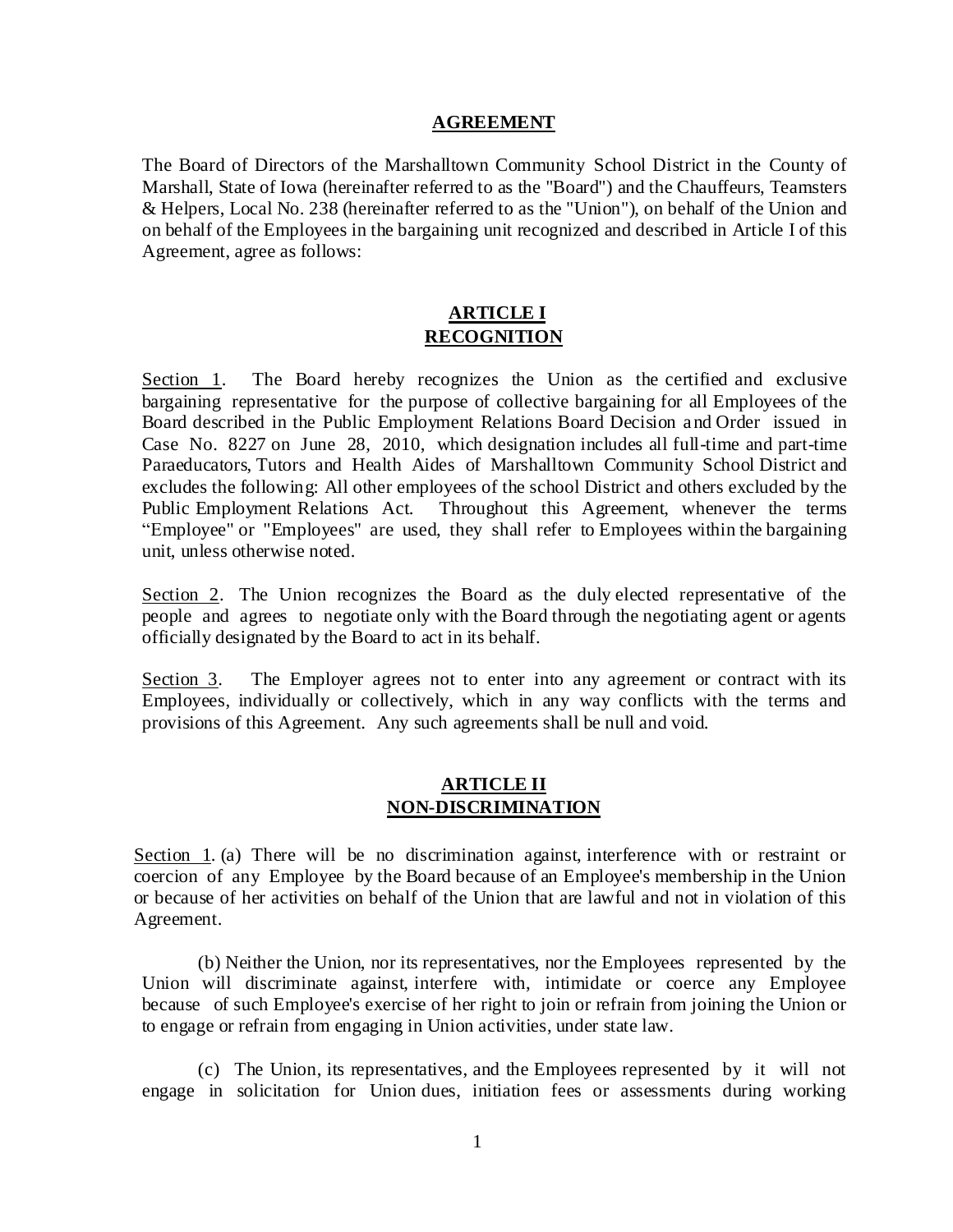## AGREEMENT

The Board of Directors of the Marshalltown Community School District in the County of Marshall, State of Iowa (hereinafter referred to as the "Board") and the Chauffeurs, Teamsters & Helpers, Local No. 238 (hereinafter referred to as the "Union"), on behalf of the Union and on behalf of the Employees in the bargaining unit recognized and described in Article I of this Agreement, agree as follows:

## ARTICLE I
## RECOGNITION

Section 1. The Board hereby recognizes the Union as the certified and exclusive bargaining representative for the purpose of collective bargaining for all Employees of the Board described in the Public Employment Relations Board Decision and Order issued in Case No. 8227 on June 28, 2010, which designation includes all full-time and part-time Paraeducators, Tutors and Health Aides of Marshalltown Community School District and excludes the following: All other employees of the school District and others excluded by the Public Employment Relations Act. Throughout this Agreement, whenever the terms "Employee" or "Employees" are used, they shall refer to Employees within the bargaining unit, unless otherwise noted.

Section 2. The Union recognizes the Board as the duly elected representative of the people and agrees to negotiate only with the Board through the negotiating agent or agents officially designated by the Board to act in its behalf.

Section 3. The Employer agrees not to enter into any agreement or contract with its Employees, individually or collectively, which in any way conflicts with the terms and provisions of this Agreement. Any such agreements shall be null and void.

## ARTICLE II
## NON-DISCRIMINATION

Section 1. (a) There will be no discrimination against, interference with or restraint or coercion of any Employee by the Board because of an Employee's membership in the Union or because of her activities on behalf of the Union that are lawful and not in violation of this Agreement.

(b) Neither the Union, nor its representatives, nor the Employees represented by the Union will discriminate against, interfere with, intimidate or coerce any Employee because of such Employee's exercise of her right to join or refrain from joining the Union or to engage or refrain from engaging in Union activities, under state law.

(c) The Union, its representatives, and the Employees represented by it will not engage in solicitation for Union dues, initiation fees or assessments during working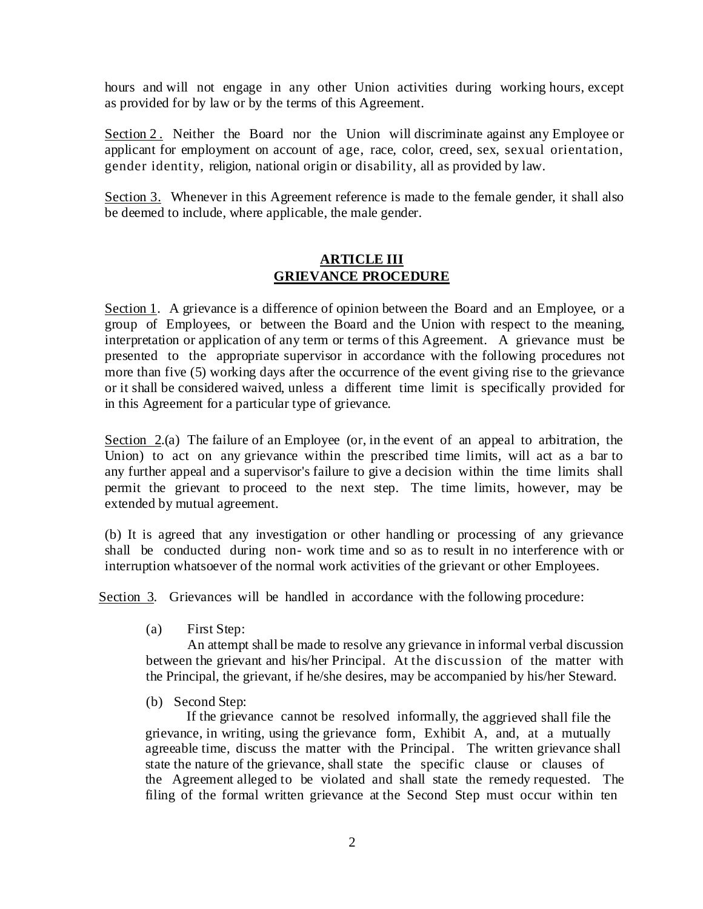hours and will not engage in any other Union activities during working hours, except as provided for by law or by the terms of this Agreement.

Section 2. Neither the Board nor the Union will discriminate against any Employee or applicant for employment on account of age, race, color, creed, sex, sexual orientation, gender identity, religion, national origin or disability, all as provided by law.

Section 3. Whenever in this Agreement reference is made to the female gender, it shall also be deemed to include, where applicable, the male gender.

## ARTICLE III
## GRIEVANCE PROCEDURE

Section 1. A grievance is a difference of opinion between the Board and an Employee, or a group of Employees, or between the Board and the Union with respect to the meaning, interpretation or application of any term or terms of this Agreement. A grievance must be presented to the appropriate supervisor in accordance with the following procedures not more than five (5) working days after the occurrence of the event giving rise to the grievance or it shall be considered waived, unless a different time limit is specifically provided for in this Agreement for a particular type of grievance.

Section 2.(a) The failure of an Employee (or, in the event of an appeal to arbitration, the Union) to act on any grievance within the prescribed time limits, will act as a bar to any further appeal and a supervisor's failure to give a decision within the time limits shall permit the grievant to proceed to the next step. The time limits, however, may be extended by mutual agreement.

(b) It is agreed that any investigation or other handling or processing of any grievance shall be conducted during non- work time and so as to result in no interference with or interruption whatsoever of the normal work activities of the grievant or other Employees.

Section 3. Grievances will be handled in accordance with the following procedure:

(a) First Step:
An attempt shall be made to resolve any grievance in informal verbal discussion between the grievant and his/her Principal. At the discussion of the matter with the Principal, the grievant, if he/she desires, may be accompanied by his/her Steward.

(b) Second Step:
If the grievance cannot be resolved informally, the aggrieved shall file the grievance, in writing, using the grievance form, Exhibit A, and, at a mutually agreeable time, discuss the matter with the Principal. The written grievance shall state the nature of the grievance, shall state the specific clause or clauses of the Agreement alleged to be violated and shall state the remedy requested. The filing of the formal written grievance at the Second Step must occur within ten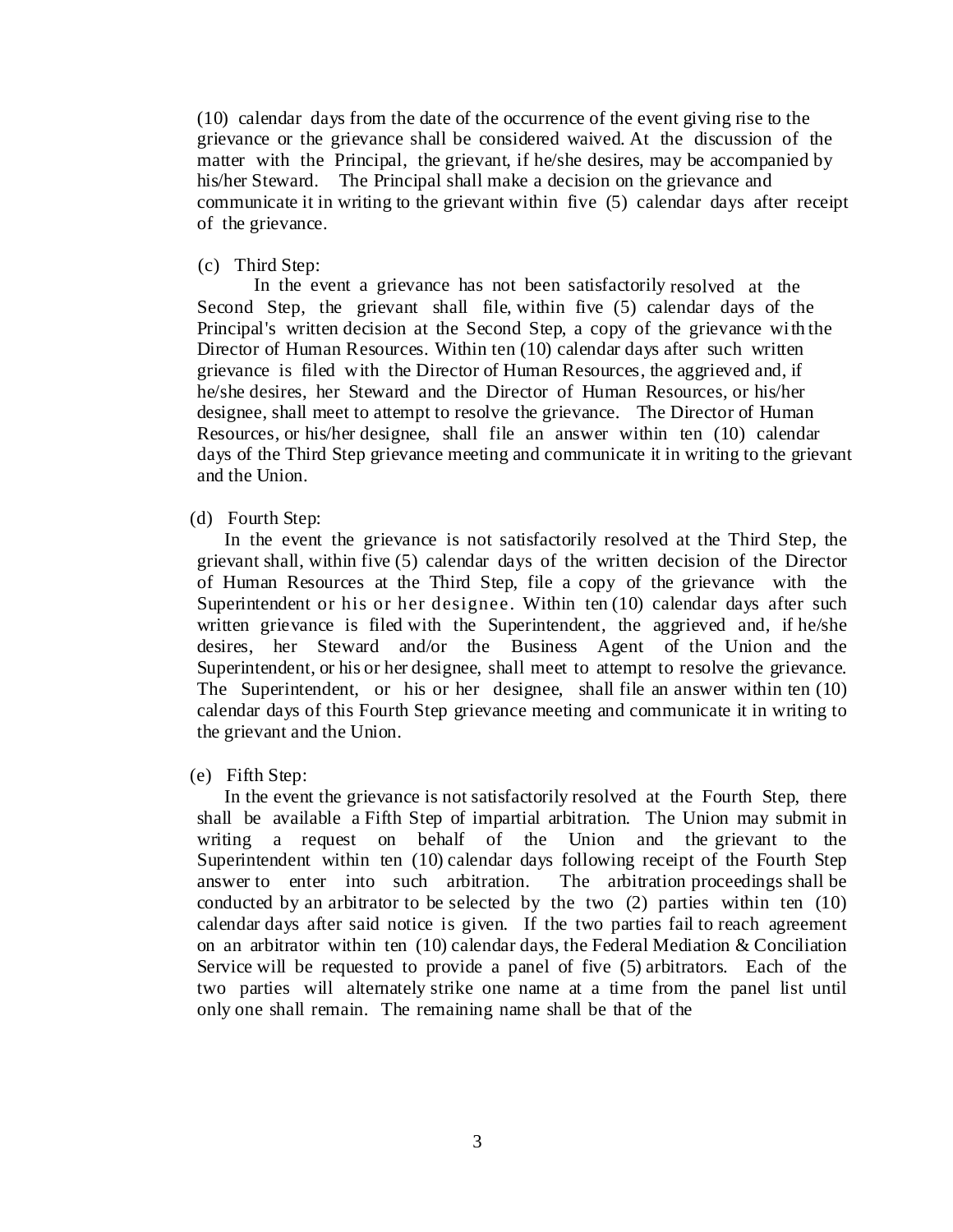(10) calendar days from the date of the occurrence of the event giving rise to the grievance or the grievance shall be considered waived. At the discussion of the matter with the Principal, the grievant, if he/she desires, may be accompanied by his/her Steward. The Principal shall make a decision on the grievance and communicate it in writing to the grievant within five (5) calendar days after receipt of the grievance.

(c) Third Step:

In the event a grievance has not been satisfactorily resolved at the Second Step, the grievant shall file, within five (5) calendar days of the Principal's written decision at the Second Step, a copy of the grievance with the Director of Human Resources. Within ten (10) calendar days after such written grievance is filed with the Director of Human Resources, the aggrieved and, if he/she desires, her Steward and the Director of Human Resources, or his/her designee, shall meet to attempt to resolve the grievance. The Director of Human Resources, or his/her designee, shall file an answer within ten (10) calendar days of the Third Step grievance meeting and communicate it in writing to the grievant and the Union.

(d) Fourth Step:

In the event the grievance is not satisfactorily resolved at the Third Step, the grievant shall, within five (5) calendar days of the written decision of the Director of Human Resources at the Third Step, file a copy of the grievance with the Superintendent or his or her designee. Within ten (10) calendar days after such written grievance is filed with the Superintendent, the aggrieved and, if he/she desires, her Steward and/or the Business Agent of the Union and the Superintendent, or his or her designee, shall meet to attempt to resolve the grievance. The Superintendent, or his or her designee, shall file an answer within ten (10) calendar days of this Fourth Step grievance meeting and communicate it in writing to the grievant and the Union.

(e) Fifth Step:

In the event the grievance is not satisfactorily resolved at the Fourth Step, there shall be available a Fifth Step of impartial arbitration. The Union may submit in writing a request on behalf of the Union and the grievant to the Superintendent within ten (10) calendar days following receipt of the Fourth Step answer to enter into such arbitration. The arbitration proceedings shall be conducted by an arbitrator to be selected by the two (2) parties within ten (10) calendar days after said notice is given. If the two parties fail to reach agreement on an arbitrator within ten (10) calendar days, the Federal Mediation & Conciliation Service will be requested to provide a panel of five (5) arbitrators. Each of the two parties will alternately strike one name at a time from the panel list until only one shall remain. The remaining name shall be that of the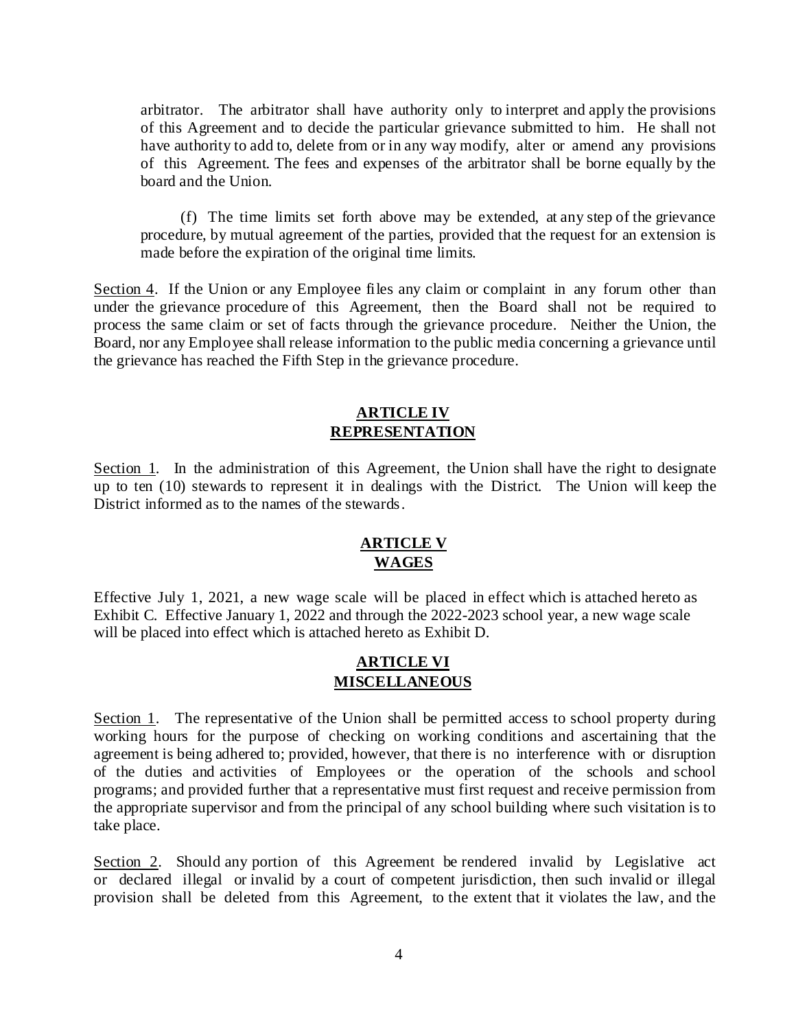arbitrator. The arbitrator shall have authority only to interpret and apply the provisions of this Agreement and to decide the particular grievance submitted to him. He shall not have authority to add to, delete from or in any way modify, alter or amend any provisions of this Agreement. The fees and expenses of the arbitrator shall be borne equally by the board and the Union.

(f) The time limits set forth above may be extended, at any step of the grievance procedure, by mutual agreement of the parties, provided that the request for an extension is made before the expiration of the original time limits.

Section 4. If the Union or any Employee files any claim or complaint in any forum other than under the grievance procedure of this Agreement, then the Board shall not be required to process the same claim or set of facts through the grievance procedure. Neither the Union, the Board, nor any Employee shall release information to the public media concerning a grievance until the grievance has reached the Fifth Step in the grievance procedure.

## ARTICLE IV
## REPRESENTATION

Section 1. In the administration of this Agreement, the Union shall have the right to designate up to ten (10) stewards to represent it in dealings with the District. The Union will keep the District informed as to the names of the stewards.

## ARTICLE V
## WAGES

Effective July 1, 2021, a new wage scale will be placed in effect which is attached hereto as Exhibit C. Effective January 1, 2022 and through the 2022-2023 school year, a new wage scale will be placed into effect which is attached hereto as Exhibit D.

## ARTICLE VI
## MISCELLANEOUS

Section 1. The representative of the Union shall be permitted access to school property during working hours for the purpose of checking on working conditions and ascertaining that the agreement is being adhered to; provided, however, that there is no interference with or disruption of the duties and activities of Employees or the operation of the schools and school programs; and provided further that a representative must first request and receive permission from the appropriate supervisor and from the principal of any school building where such visitation is to take place.

Section 2. Should any portion of this Agreement be rendered invalid by Legislative act or declared illegal or invalid by a court of competent jurisdiction, then such invalid or illegal provision shall be deleted from this Agreement, to the extent that it violates the law, and the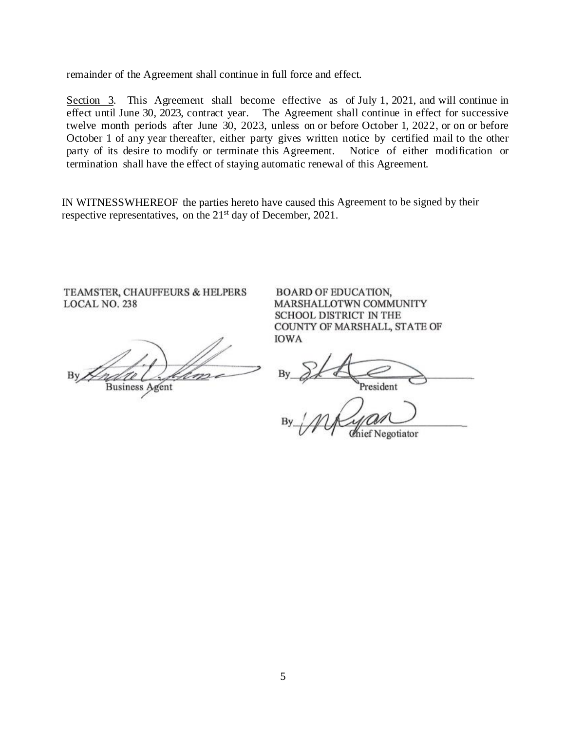remainder of the Agreement shall continue in full force and effect.

Section 3. This Agreement shall become effective as of July 1, 2021, and will continue in effect until June 30, 2023, contract year. The Agreement shall continue in effect for successive twelve month periods after June 30, 2023, unless on or before October 1, 2022, or on or before October 1 of any year thereafter, either party gives written notice by certified mail to the other party of its desire to modify or terminate this Agreement. Notice of either modification or termination shall have the effect of staying automatic renewal of this Agreement.

IN WITNESSWHEREOF the parties hereto have caused this Agreement to be signed by their respective representatives, on the 21st day of December, 2021.

TEAMSTER, CHAUFFEURS & HELPERS
LOCAL NO. 238

By ____________________
Business Agent

BOARD OF EDUCATION,
MARSHALLOTWN COMMUNITY
SCHOOL DISTRICT IN THE
COUNTY OF MARSHALL, STATE OF
IOWA

By ____________________
President

By ____________________
Chief Negotiator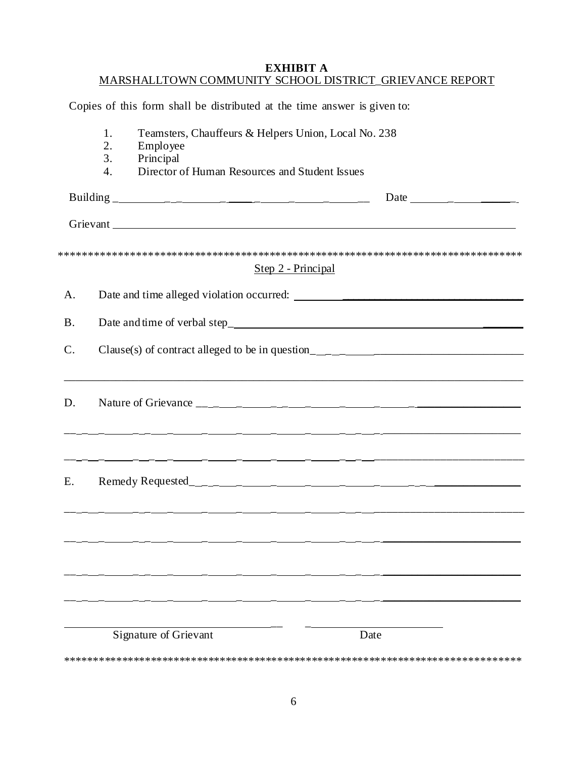**EXHIBIT A**

MARSHALLTOWN COMMUNITY SCHOOL DISTRICT GRIEVANCE REPORT

Copies of this form shall be distributed at the time answer is given to:

1. Teamsters, Chauffeurs & Helpers Union, Local No. 238
2. Employee
3. Principal
4. Director of Human Resources and Student Issues

Building ________________________________________ Date ________________

Grievant ______________________________________________________________

*******************************************************************************

Step 2 - Principal

A. Date and time alleged violation occurred: ________________________________________

B. Date and time of verbal step________________________________________________

C. Clause(s) of contract alleged to be in question_____________________________________

_______________________________________________________________________________

D. Nature of Grievance ______________________________________________________

_______________________________________________________________________________

_______________________________________________________________________________

E. Remedy Requested_________________________________________________________

_______________________________________________________________________________

_______________________________________________________________________________

_______________________________________________________________________________

_______________________________________________________________________________

______________________________________ ________________________

Signature of Grievant Date

*******************************************************************************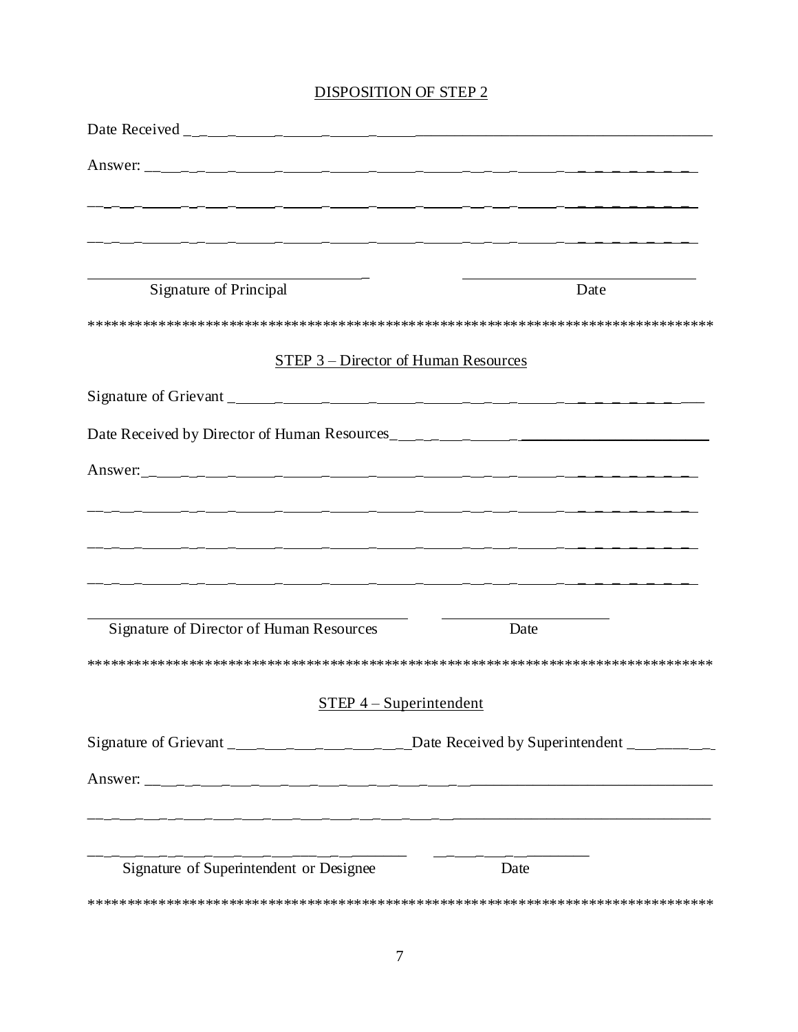DISPOSITION OF STEP 2

Date Received ______________________________________________

Answer: ______________________________________________

______________________________________________

______________________________________________

______________________________  ______________________________
Signature of Principal  Date

*********************************************************************************

STEP 3 – Director of Human Resources

Signature of Grievant ______________________________________________

Date Received by Director of Human Resources______________________________

Answer:______________________________________________

______________________________________________

______________________________________________

______________________________________________

______________________________  ______________________________
Signature of Director of Human Resources  Date

*********************************************************************************

STEP 4 – Superintendent

Signature of Grievant ____________________Date Received by Superintendent __________

Answer: ______________________________________________

______________________________________________

______________________________  ______________________________
Signature of Superintendent or Designee  Date

*********************************************************************************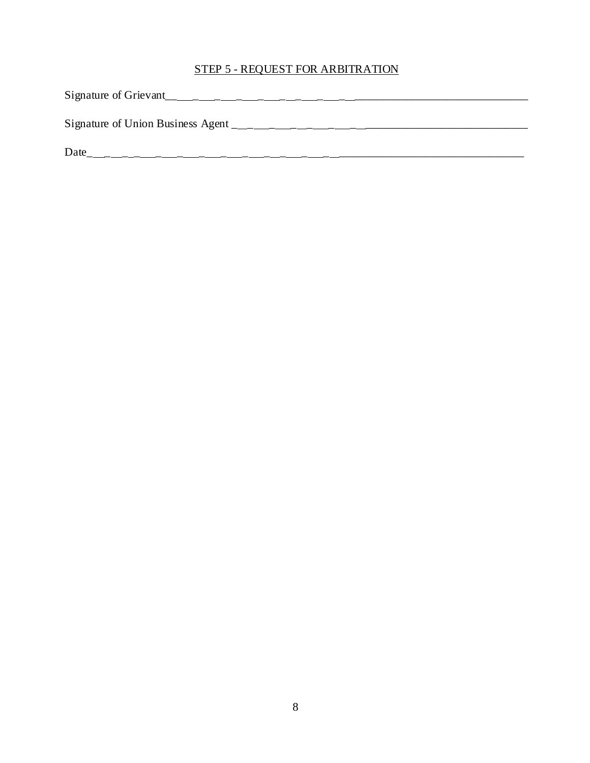STEP 5 - REQUEST FOR ARBITRATION

Signature of Grievant_______________________________________________________________

Signature of Union Business Agent ____________________________________________________

Date__________________________________________________________________________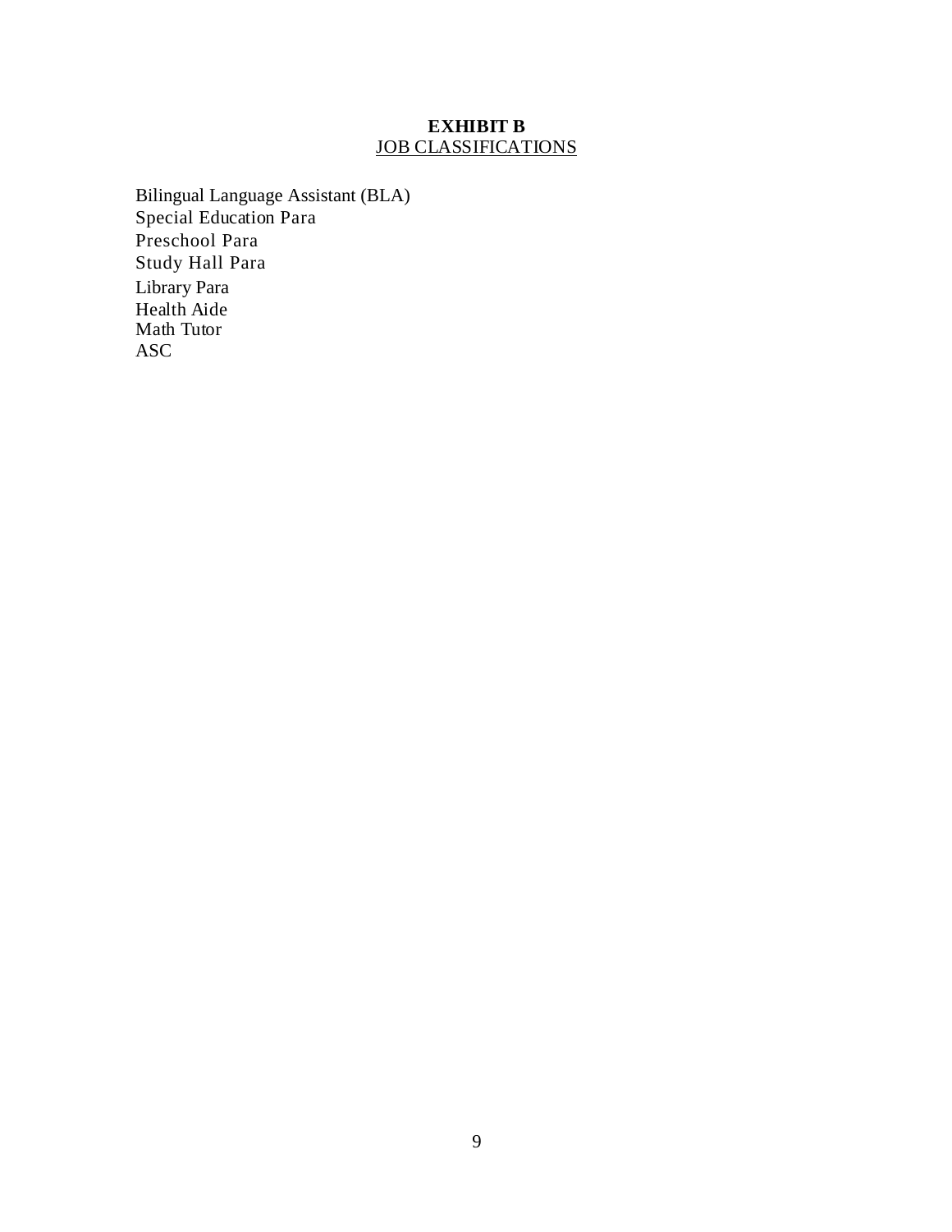# EXHIBIT B

## JOB CLASSIFICATIONS

Bilingual Language Assistant (BLA)
Special Education Para
Preschool Para
Study Hall Para
Library Para
Health Aide
Math Tutor
ASC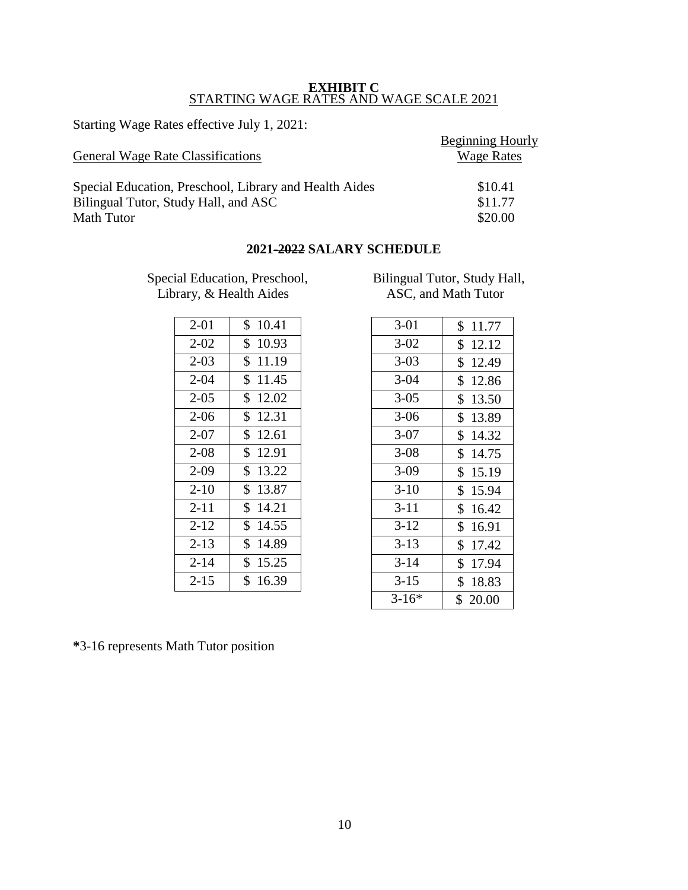# EXHIBIT C

## STARTING WAGE RATES AND WAGE SCALE 2021

Starting Wage Rates effective July 1, 2021:

| General Wage Rate Classifications | Beginning Hourly Wage Rates |
|---|---|
| Special Education, Preschool, Library and Health Aides | $10.41 |
| Bilingual Tutor, Study Hall, and ASC | $11.77 |
| Math Tutor | $20.00 |

## 2021-~~2022~~ SALARY SCHEDULE

Special Education, Preschool, Library, & Health Aides

| Step | Rate |
|---|---|
| 2-01 | $ 10.41 |
| 2-02 | $ 10.93 |
| 2-03 | $ 11.19 |
| 2-04 | $ 11.45 |
| 2-05 | $ 12.02 |
| 2-06 | $ 12.31 |
| 2-07 | $ 12.61 |
| 2-08 | $ 12.91 |
| 2-09 | $ 13.22 |
| 2-10 | $ 13.87 |
| 2-11 | $ 14.21 |
| 2-12 | $ 14.55 |
| 2-13 | $ 14.89 |
| 2-14 | $ 15.25 |
| 2-15 | $ 16.39 |

Bilingual Tutor, Study Hall, ASC, and Math Tutor

| Step | Rate |
|---|---|
| 3-01 | $ 11.77 |
| 3-02 | $ 12.12 |
| 3-03 | $ 12.49 |
| 3-04 | $ 12.86 |
| 3-05 | $ 13.50 |
| 3-06 | $ 13.89 |
| 3-07 | $ 14.32 |
| 3-08 | $ 14.75 |
| 3-09 | $ 15.19 |
| 3-10 | $ 15.94 |
| 3-11 | $ 16.42 |
| 3-12 | $ 16.91 |
| 3-13 | $ 17.42 |
| 3-14 | $ 17.94 |
| 3-15 | $ 18.83 |
| 3-16* | $ 20.00 |

**\***3-16 represents Math Tutor position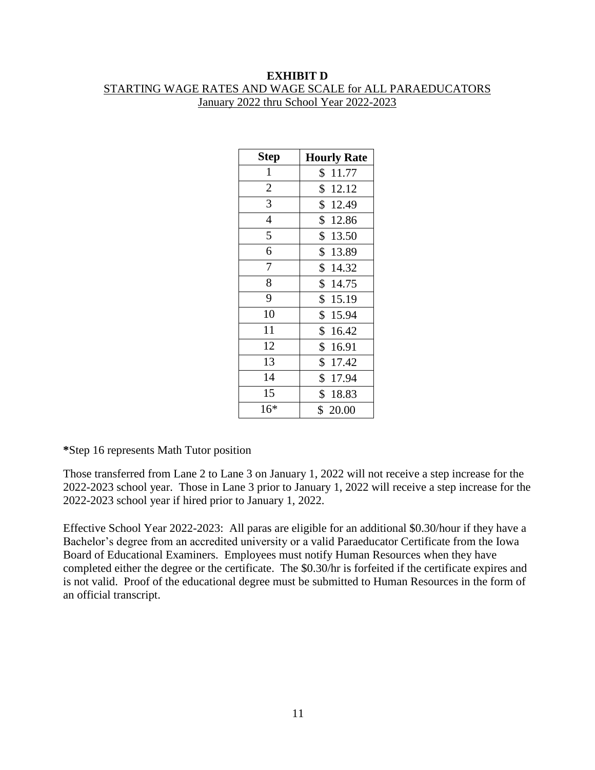# EXHIBIT D

STARTING WAGE RATES AND WAGE SCALE for ALL PARAEDUCATORS
January 2022 thru School Year 2022-2023

| Step | Hourly Rate |
|---|---|
| 1 | $ 11.77 |
| 2 | $ 12.12 |
| 3 | $ 12.49 |
| 4 | $ 12.86 |
| 5 | $ 13.50 |
| 6 | $ 13.89 |
| 7 | $ 14.32 |
| 8 | $ 14.75 |
| 9 | $ 15.19 |
| 10 | $ 15.94 |
| 11 | $ 16.42 |
| 12 | $ 16.91 |
| 13 | $ 17.42 |
| 14 | $ 17.94 |
| 15 | $ 18.83 |
| 16* | $ 20.00 |

**\***Step 16 represents Math Tutor position

Those transferred from Lane 2 to Lane 3 on January 1, 2022 will not receive a step increase for the 2022-2023 school year. Those in Lane 3 prior to January 1, 2022 will receive a step increase for the 2022-2023 school year if hired prior to January 1, 2022.

Effective School Year 2022-2023: All paras are eligible for an additional $0.30/hour if they have a Bachelor's degree from an accredited university or a valid Paraeducator Certificate from the Iowa Board of Educational Examiners. Employees must notify Human Resources when they have completed either the degree or the certificate. The $0.30/hr is forfeited if the certificate expires and is not valid. Proof of the educational degree must be submitted to Human Resources in the form of an official transcript.